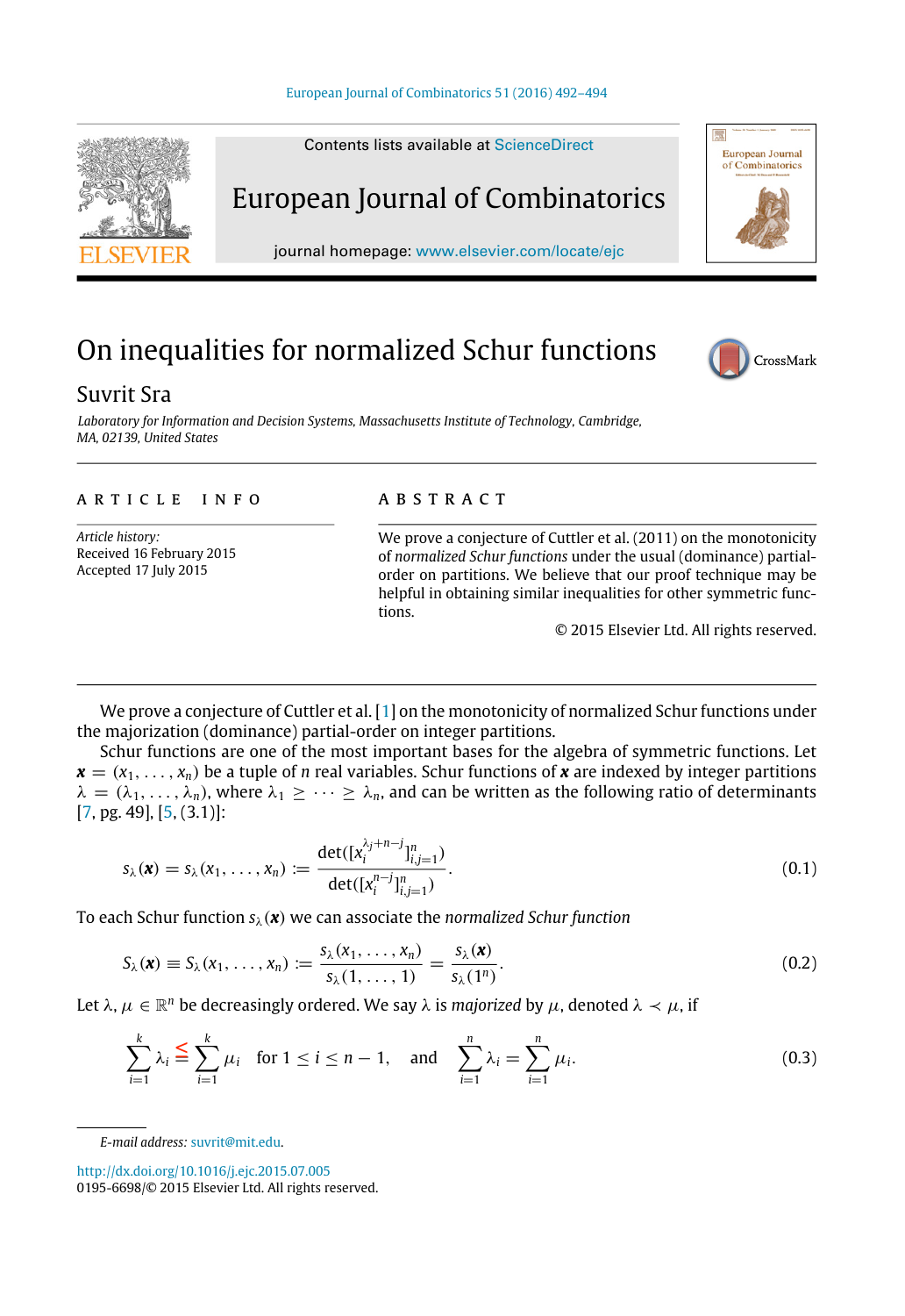# On inequalities for normalized Schur functions

## Suvrit Sra

*Laboratory for Information and Decision Systems, Massachusetts Institute of Technology, Cambridge, MA, 02139, United States*

---

**ARTICLE INFO**

*Article history:*
Received 16 February 2015
Accepted 17 July 2015

**ABSTRACT**

We prove a conjecture of Cuttler et al. (2011) on the monotonicity of *normalized Schur functions* under the usual (dominance) partial-order on partitions. We believe that our proof technique may be helpful in obtaining similar inequalities for other symmetric functions.

© 2015 Elsevier Ltd. All rights reserved.

---

We prove a conjecture of Cuttler et al. [1] on the monotonicity of normalized Schur functions under the majorization (dominance) partial-order on integer partitions.

Schur functions are one of the most important bases for the algebra of symmetric functions. Let $\boldsymbol{x} = (x_1, \ldots, x_n)$ be a tuple of $n$ real variables. Schur functions of $\boldsymbol{x}$ are indexed by integer partitions $\lambda = (\lambda_1, \ldots, \lambda_n)$, where $\lambda_1 \geq \cdots \geq \lambda_n$, and can be written as the following ratio of determinants [7, pg. 49], [5, (3.1)]:

$$s_\lambda(\boldsymbol{x}) = s_\lambda(x_1, \ldots, x_n) := \frac{\det([x_i^{\lambda_j+n-j}]_{i,j=1}^n)}{\det([x_i^{n-j}]_{i,j=1}^n)}. \tag{0.1}$$

To each Schur function $s_\lambda(\boldsymbol{x})$ we can associate the *normalized Schur function*

$$S_\lambda(\boldsymbol{x}) \equiv S_\lambda(x_1, \ldots, x_n) := \frac{s_\lambda(x_1, \ldots, x_n)}{s_\lambda(1, \ldots, 1)} = \frac{s_\lambda(\boldsymbol{x})}{s_\lambda(1^n)}. \tag{0.2}$$

Let $\lambda, \mu \in \mathbb{R}^n$ be decreasingly ordered. We say $\lambda$ is *majorized* by $\mu$, denoted $\lambda \prec \mu$, if

$$\sum_{i=1}^k \lambda_i \leq \sum_{i=1}^k \mu_i \quad \text{for } 1 \leq i \leq n-1, \quad \text{and} \quad \sum_{i=1}^n \lambda_i = \sum_{i=1}^n \mu_i. \tag{0.3}$$

---

*E-mail address:* suvrit@mit.edu.

http://dx.doi.org/10.1016/j.ejc.2015.07.005
0195-6698/© 2015 Elsevier Ltd. All rights reserved.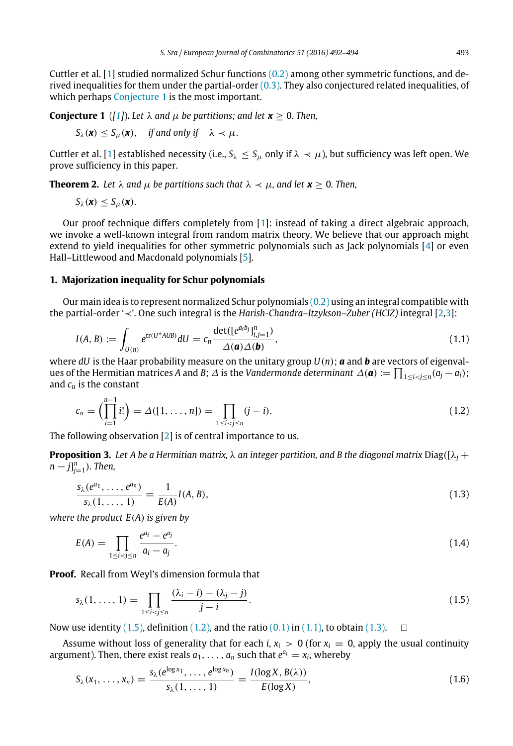Cuttler et al. [1] studied normalized Schur functions (0.2) among other symmetric functions, and derived inequalities for them under the partial-order (0.3). They also conjectured related inequalities, of which perhaps Conjecture 1 is the most important.

**Conjecture 1** *([1]). Let $\lambda$ and $\mu$ be partitions; and let $\boldsymbol{x} \geq 0$. Then,*

$$S_\lambda(\boldsymbol{x}) \leq S_\mu(\boldsymbol{x}), \quad \text{if and only if} \quad \lambda \prec \mu.$$

Cuttler et al. [1] established necessity (i.e., $S_\lambda \leq S_\mu$ only if $\lambda \prec \mu$), but sufficiency was left open. We prove sufficiency in this paper.

**Theorem 2.** *Let $\lambda$ and $\mu$ be partitions such that $\lambda \prec \mu$, and let $\boldsymbol{x} \geq 0$. Then,*

$$S_\lambda(\boldsymbol{x}) \leq S_\mu(\boldsymbol{x}).$$

Our proof technique differs completely from [1]: instead of taking a direct algebraic approach, we invoke a well-known integral from random matrix theory. We believe that our approach might extend to yield inequalities for other symmetric polynomials such as Jack polynomials [4] or even Hall–Littlewood and Macdonald polynomials [5].

## 1. Majorization inequality for Schur polynomials

Our main idea is to represent normalized Schur polynomials (0.2) using an integral compatible with the partial-order '$\prec$'. One such integral is the *Harish-Chandra–Itzykson–Zuber (HCIZ)* integral [2,3]:

$$I(A,B) := \int_{U(n)} e^{\operatorname{tr}(U^*AUB)}\,dU = c_n \frac{\det([e^{a_i b_j}]_{i,j=1}^n)}{\Delta(\boldsymbol{a})\Delta(\boldsymbol{b})}, \tag{1.1}$$

where $dU$ is the Haar probability measure on the unitary group $U(n)$; $\boldsymbol{a}$ and $\boldsymbol{b}$ are vectors of eigenvalues of the Hermitian matrices $A$ and $B$; $\Delta$ is the *Vandermonde determinant* $\Delta(\boldsymbol{a}) := \prod_{1\leq i<j\leq n}(a_j - a_i)$; and $c_n$ is the constant

$$c_n = \left(\prod_{i=1}^{n-1} i!\right) = \Delta([1,\ldots,n]) = \prod_{1\leq i<j\leq n}(j-i). \tag{1.2}$$

The following observation [2] is of central importance to us.

**Proposition 3.** *Let $A$ be a Hermitian matrix, $\lambda$ an integer partition, and $B$ the diagonal matrix $\operatorname{Diag}([\lambda_j + n - j]_{j=1}^n)$. Then,*

$$\frac{s_\lambda(e^{a_1},\ldots,e^{a_n})}{s_\lambda(1,\ldots,1)} = \frac{1}{E(A)} I(A,B), \tag{1.3}$$

*where the product $E(A)$ is given by*

$$E(A) = \prod_{1\leq i<j\leq n} \frac{e^{a_i} - e^{a_j}}{a_i - a_j}. \tag{1.4}$$

**Proof.** Recall from Weyl's dimension formula that

$$s_\lambda(1,\ldots,1) = \prod_{1\leq i<j\leq n} \frac{(\lambda_i - i) - (\lambda_j - j)}{j-i}. \tag{1.5}$$

Now use identity (1.5), definition (1.2), and the ratio (0.1) in (1.1), to obtain (1.3). $\square$

Assume without loss of generality that for each $i$, $x_i > 0$ (for $x_i = 0$, apply the usual continuity argument). Then, there exist reals $a_1,\ldots,a_n$ such that $e^{a_i} = x_i$, whereby

$$S_\lambda(x_1,\ldots,x_n) = \frac{s_\lambda(e^{\log x_1},\ldots,e^{\log x_n})}{s_\lambda(1,\ldots,1)} = \frac{I(\log X, B(\lambda))}{E(\log X)}, \tag{1.6}$$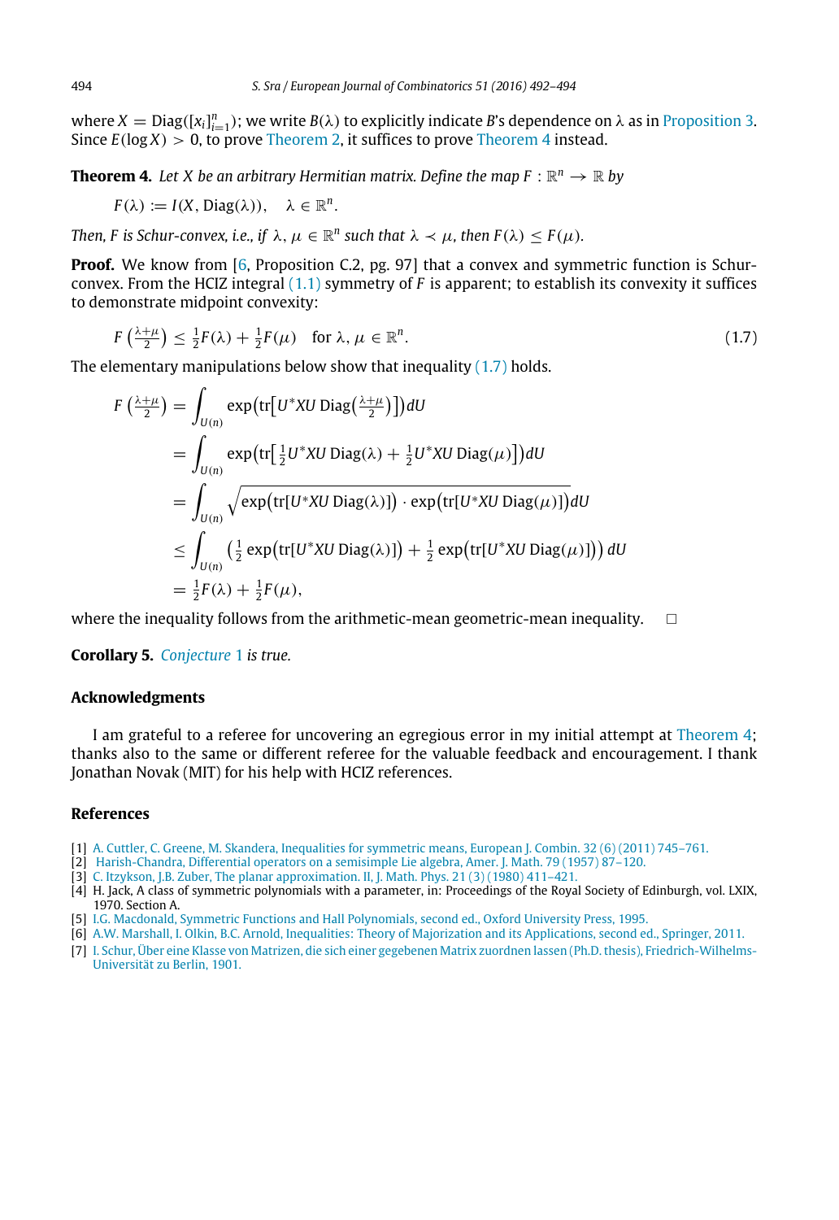where $X = \text{Diag}([x_i]_{i=1}^n)$; we write $B(\lambda)$ to explicitly indicate $B$'s dependence on $\lambda$ as in Proposition 3. Since $E(\log X) > 0$, to prove Theorem 2, it suffices to prove Theorem 4 instead.

**Theorem 4.** *Let $X$ be an arbitrary Hermitian matrix. Define the map $F : \mathbb{R}^n \to \mathbb{R}$ by*

$$F(\lambda) := I(X, \text{Diag}(\lambda)), \quad \lambda \in \mathbb{R}^n.$$

*Then, $F$ is Schur-convex, i.e., if $\lambda, \mu \in \mathbb{R}^n$ such that $\lambda \prec \mu$, then $F(\lambda) \le F(\mu)$.*

**Proof.** We know from [6, Proposition C.2, pg. 97] that a convex and symmetric function is Schur-convex. From the HCIZ integral (1.1) symmetry of $F$ is apparent; to establish its convexity it suffices to demonstrate midpoint convexity:

$$F\left(\tfrac{\lambda+\mu}{2}\right) \le \tfrac{1}{2}F(\lambda) + \tfrac{1}{2}F(\mu) \quad \text{for } \lambda, \mu \in \mathbb{R}^n. \tag{1.7}$$

The elementary manipulations below show that inequality (1.7) holds.

$$\begin{aligned}
F\left(\tfrac{\lambda+\mu}{2}\right) &= \int_{U(n)} \exp\Big(\text{tr}\Big[U^*XU\,\text{Diag}\big(\tfrac{\lambda+\mu}{2}\big)\Big]\Big)dU \\
&= \int_{U(n)} \exp\Big(\text{tr}\Big[\tfrac{1}{2}U^*XU\,\text{Diag}(\lambda) + \tfrac{1}{2}U^*XU\,\text{Diag}(\mu)\Big]\Big)dU \\
&= \int_{U(n)} \sqrt{\exp\big(\text{tr}[U^*XU\,\text{Diag}(\lambda)]\big)\cdot\exp\big(\text{tr}[U^*XU\,\text{Diag}(\mu)]\big)}\,dU \\
&\le \int_{U(n)} \Big(\tfrac{1}{2}\exp\big(\text{tr}[U^*XU\,\text{Diag}(\lambda)]\big) + \tfrac{1}{2}\exp\big(\text{tr}[U^*XU\,\text{Diag}(\mu)]\big)\Big)\,dU \\
&= \tfrac{1}{2}F(\lambda) + \tfrac{1}{2}F(\mu),
\end{aligned}$$

where the inequality follows from the arithmetic-mean geometric-mean inequality. □

**Corollary 5.** *Conjecture 1 is true.*

## Acknowledgments

I am grateful to a referee for uncovering an egregious error in my initial attempt at Theorem 4; thanks also to the same or different referee for the valuable feedback and encouragement. I thank Jonathan Novak (MIT) for his help with HCIZ references.

## References

[1] A. Cuttler, C. Greene, M. Skandera, Inequalities for symmetric means, European J. Combin. 32 (6) (2011) 745–761.

[2] Harish-Chandra, Differential operators on a semisimple Lie algebra, Amer. J. Math. 79 (1957) 87–120.

[3] C. Itzykson, J.B. Zuber, The planar approximation. II, J. Math. Phys. 21 (3) (1980) 411–421.

[4] H. Jack, A class of symmetric polynomials with a parameter, in: Proceedings of the Royal Society of Edinburgh, vol. LXIX, 1970. Section A.

[5] I.G. Macdonald, Symmetric Functions and Hall Polynomials, second ed., Oxford University Press, 1995.

[6] A.W. Marshall, I. Olkin, B.C. Arnold, Inequalities: Theory of Majorization and its Applications, second ed., Springer, 2011.

[7] I. Schur, Über eine Klasse von Matrizen, die sich einer gegebenen Matrix zuordnen lassen (Ph.D. thesis), Friedrich-Wilhelms-Universität zu Berlin, 1901.